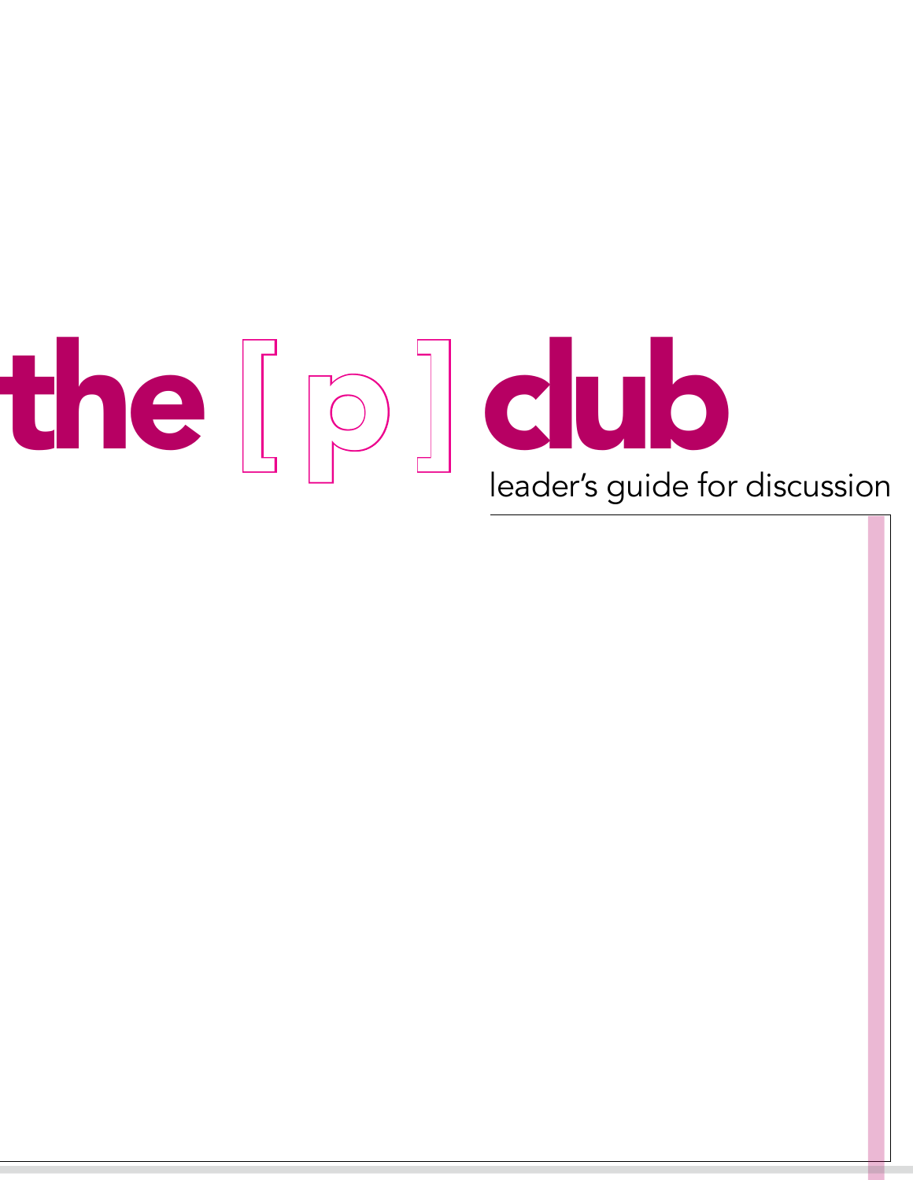# the [ p ] club

leader's guide for discussion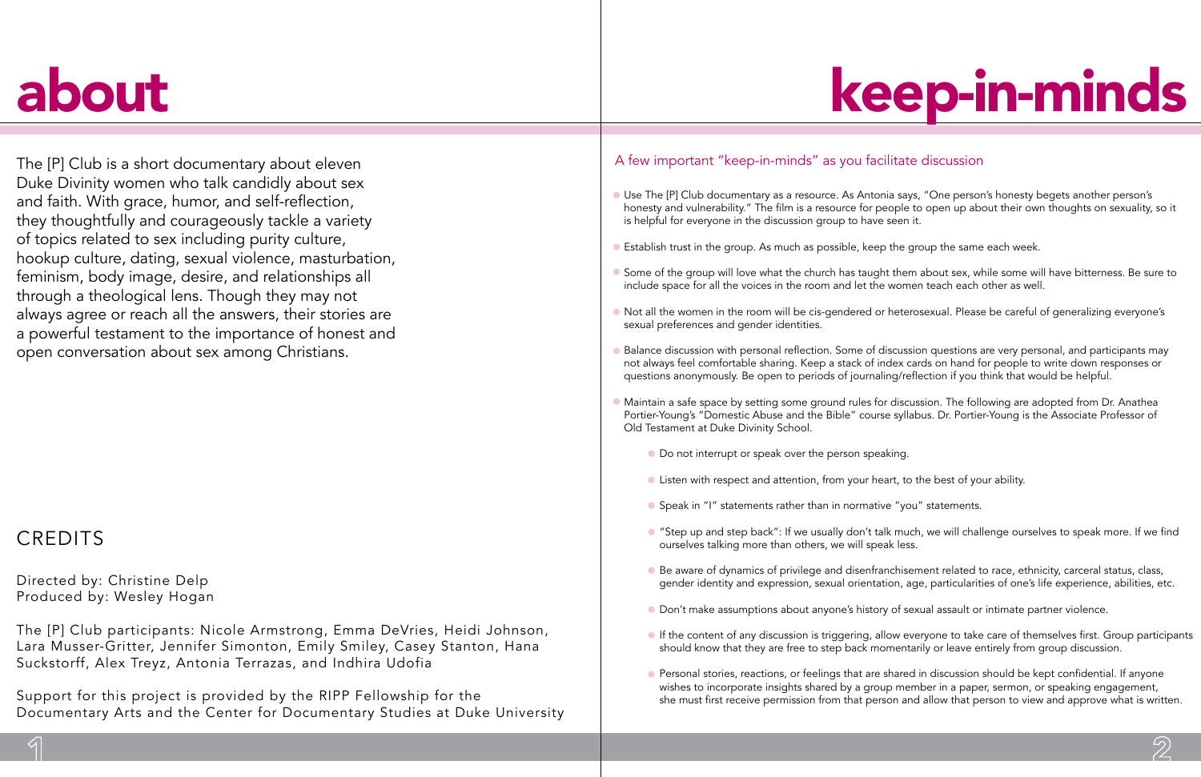# about

The [P] Club is a short documentary about eleven Duke Divinity women who talk candidly about sex and faith. With grace, humor, and self-reflection, they thoughtfully and courageously tackle a variety of topics related to sex including purity culture, hookup culture, dating, sexual violence, masturbation, feminism, body image, desire, and relationships all through a theological lens. Though they may not always agree or reach all the answers, their stories are a powerful testament to the importance of honest and open conversation about sex among Christians.

## CREDITS

Directed by: Christine Delp
Produced by: Wesley Hogan

The [P] Club participants: Nicole Armstrong, Emma DeVries, Heidi Johnson, Lara Musser-Gritter, Jennifer Simonton, Emily Smiley, Casey Stanton, Hana Suckstorff, Alex Treyz, Antonia Terrazas, and Indhira Udofia

Support for this project is provided by the RIPP Fellowship for the Documentary Arts and the Center for Documentary Studies at Duke University

# keep-in-minds

A few important "keep-in-minds" as you facilitate discussion

- Use The [P] Club documentary as a resource. As Antonia says, "One person's honesty begets another person's honesty and vulnerability." The film is a resource for people to open up about their own thoughts on sexuality, so it is helpful for everyone in the discussion group to have seen it.
- Establish trust in the group. As much as possible, keep the group the same each week.
- Some of the group will love what the church has taught them about sex, while some will have bitterness. Be sure to include space for all the voices in the room and let the women teach each other as well.
- Not all the women in the room will be cis-gendered or heterosexual. Please be careful of generalizing everyone's sexual preferences and gender identities.
- Balance discussion with personal reflection. Some of discussion questions are very personal, and participants may not always feel comfortable sharing. Keep a stack of index cards on hand for people to write down responses or questions anonymously. Be open to periods of journaling/reflection if you think that would be helpful.
- Maintain a safe space by setting some ground rules for discussion. The following are adopted from Dr. Anathea Portier-Young's "Domestic Abuse and the Bible" course syllabus. Dr. Portier-Young is the Associate Professor of Old Testament at Duke Divinity School.
    - Do not interrupt or speak over the person speaking.
    - Listen with respect and attention, from your heart, to the best of your ability.
    - Speak in "I" statements rather than in normative "you" statements.
    - "Step up and step back": If we usually don't talk much, we will challenge ourselves to speak more. If we find ourselves talking more than others, we will speak less.
    - Be aware of dynamics of privilege and disenfranchisement related to race, ethnicity, carceral status, class, gender identity and expression, sexual orientation, age, particularities of one's life experience, abilities, etc.
    - Don't make assumptions about anyone's history of sexual assault or intimate partner violence.
    - If the content of any discussion is triggering, allow everyone to take care of themselves first. Group participants should know that they are free to step back momentarily or leave entirely from group discussion.
    - Personal stories, reactions, or feelings that are shared in discussion should be kept confidential. If anyone wishes to incorporate insights shared by a group member in a paper, sermon, or speaking engagement, she must first receive permission from that person and allow that person to view and approve what is written.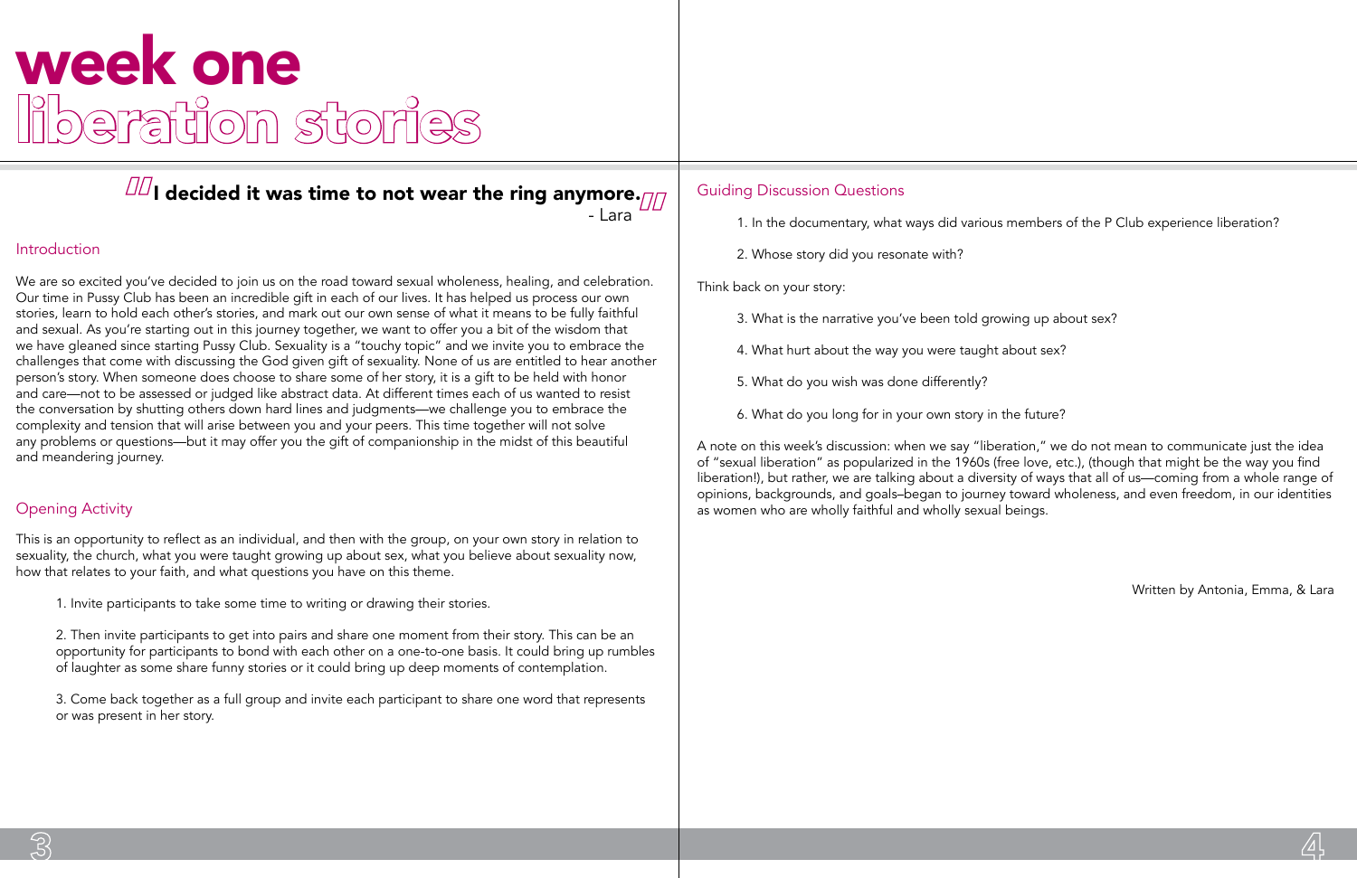# week one
# liberation stories

> **"I decided it was time to not wear the ring anymore."**
> - Lara

## Introduction

We are so excited you've decided to join us on the road toward sexual wholeness, healing, and celebration. Our time in Pussy Club has been an incredible gift in each of our lives. It has helped us process our own stories, learn to hold each other's stories, and mark out our own sense of what it means to be fully faithful and sexual. As you're starting out in this journey together, we want to offer you a bit of the wisdom that we have gleaned since starting Pussy Club. Sexuality is a "touchy topic" and we invite you to embrace the challenges that come with discussing the God given gift of sexuality. None of us are entitled to hear another person's story. When someone does choose to share some of her story, it is a gift to be held with honor and care—not to be assessed or judged like abstract data. At different times each of us wanted to resist the conversation by shutting others down hard lines and judgments—we challenge you to embrace the complexity and tension that will arise between you and your peers. This time together will not solve any problems or questions—but it may offer you the gift of companionship in the midst of this beautiful and meandering journey.

## Opening Activity

This is an opportunity to reflect as an individual, and then with the group, on your own story in relation to sexuality, the church, what you were taught growing up about sex, what you believe about sexuality now, how that relates to your faith, and what questions you have on this theme.

1. Invite participants to take some time to writing or drawing their stories.

2. Then invite participants to get into pairs and share one moment from their story. This can be an opportunity for participants to bond with each other on a one-to-one basis. It could bring up rumbles of laughter as some share funny stories or it could bring up deep moments of contemplation.

3. Come back together as a full group and invite each participant to share one word that represents or was present in her story.

## Guiding Discussion Questions

1. In the documentary, what ways did various members of the P Club experience liberation?

2. Whose story did you resonate with?

Think back on your story:

3. What is the narrative you've been told growing up about sex?

4. What hurt about the way you were taught about sex?

5. What do you wish was done differently?

6. What do you long for in your own story in the future?

A note on this week's discussion: when we say "liberation," we do not mean to communicate just the idea of "sexual liberation" as popularized in the 1960s (free love, etc.), (though that might be the way you find liberation!), but rather, we are talking about a diversity of ways that all of us—coming from a whole range of opinions, backgrounds, and goals–began to journey toward wholeness, and even freedom, in our identities as women who are wholly faithful and wholly sexual beings.

Written by Antonia, Emma, & Lara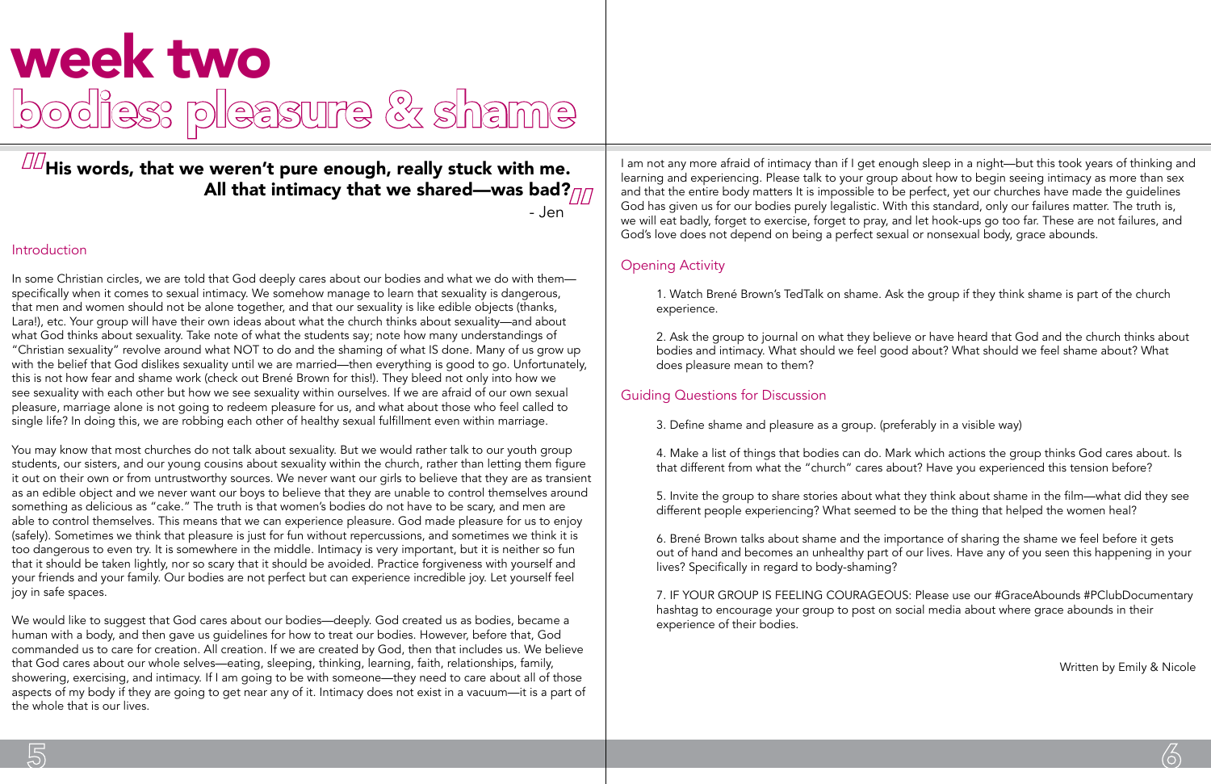# week two
# bodies: pleasure & shame

> **His words, that we weren't pure enough, really stuck with me. All that intimacy that we shared—was bad?**
>
> - Jen

## Introduction

In some Christian circles, we are told that God deeply cares about our bodies and what we do with them—specifically when it comes to sexual intimacy. We somehow manage to learn that sexuality is dangerous, that men and women should not be alone together, and that our sexuality is like edible objects (thanks, Lara!), etc. Your group will have their own ideas about what the church thinks about sexuality—and about what God thinks about sexuality. Take note of what the students say; note how many understandings of "Christian sexuality" revolve around what NOT to do and the shaming of what IS done. Many of us grow up with the belief that God dislikes sexuality until we are married—then everything is good to go. Unfortunately, this is not how fear and shame work (check out Brené Brown for this!). They bleed not only into how we see sexuality with each other but how we see sexuality within ourselves. If we are afraid of our own sexual pleasure, marriage alone is not going to redeem pleasure for us, and what about those who feel called to single life? In doing this, we are robbing each other of healthy sexual fulfillment even within marriage.

You may know that most churches do not talk about sexuality. But we would rather talk to our youth group students, our sisters, and our young cousins about sexuality within the church, rather than letting them figure it out on their own or from untrustworthy sources. We never want our girls to believe that they are as transient as an edible object and we never want our boys to believe that they are unable to control themselves around something as delicious as "cake." The truth is that women's bodies do not have to be scary, and men are able to control themselves. This means that we can experience pleasure. God made pleasure for us to enjoy (safely). Sometimes we think that pleasure is just for fun without repercussions, and sometimes we think it is too dangerous to even try. It is somewhere in the middle. Intimacy is very important, but it is neither so fun that it should be taken lightly, nor so scary that it should be avoided. Practice forgiveness with yourself and your friends and your family. Our bodies are not perfect but can experience incredible joy. Let yourself feel joy in safe spaces.

We would like to suggest that God cares about our bodies—deeply. God created us as bodies, became a human with a body, and then gave us guidelines for how to treat our bodies. However, before that, God commanded us to care for creation. All creation. If we are created by God, then that includes us. We believe that God cares about our whole selves—eating, sleeping, thinking, learning, faith, relationships, family, showering, exercising, and intimacy. If I am going to be with someone—they need to care about all of those aspects of my body if they are going to get near any of it. Intimacy does not exist in a vacuum—it is a part of the whole that is our lives.

I am not any more afraid of intimacy than if I get enough sleep in a night—but this took years of thinking and learning and experiencing. Please talk to your group about how to begin seeing intimacy as more than sex and that the entire body matters It is impossible to be perfect, yet our churches have made the guidelines God has given us for our bodies purely legalistic. With this standard, only our failures matter. The truth is, we will eat badly, forget to exercise, forget to pray, and let hook-ups go too far. These are not failures, and God's love does not depend on being a perfect sexual or nonsexual body, grace abounds.

## Opening Activity

1. Watch Brené Brown's TedTalk on shame. Ask the group if they think shame is part of the church experience.

2. Ask the group to journal on what they believe or have heard that God and the church thinks about bodies and intimacy. What should we feel good about? What should we feel shame about? What does pleasure mean to them?

## Guiding Questions for Discussion

3. Define shame and pleasure as a group. (preferably in a visible way)

4. Make a list of things that bodies can do. Mark which actions the group thinks God cares about. Is that different from what the "church" cares about? Have you experienced this tension before?

5. Invite the group to share stories about what they think about shame in the film—what did they see different people experiencing? What seemed to be the thing that helped the women heal?

6. Brené Brown talks about shame and the importance of sharing the shame we feel before it gets out of hand and becomes an unhealthy part of our lives. Have any of you seen this happening in your lives? Specifically in regard to body-shaming?

7. IF YOUR GROUP IS FEELING COURAGEOUS: Please use our #GraceAbounds #PClubDocumentary hashtag to encourage your group to post on social media about where grace abounds in their experience of their bodies.

Written by Emily & Nicole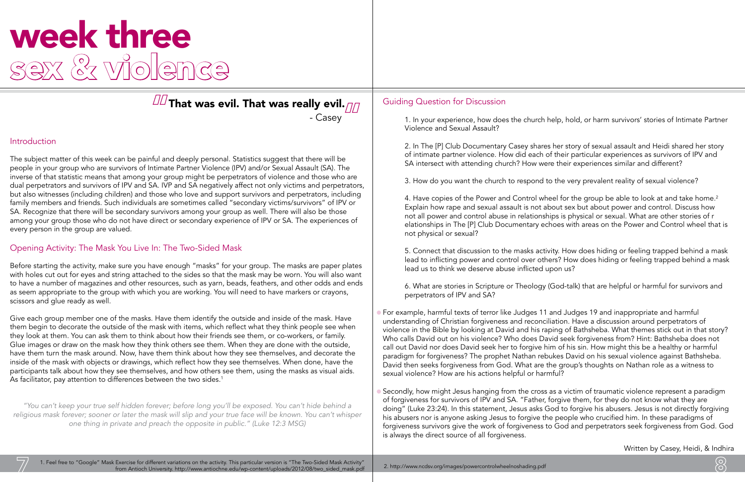# week three
## sex & violence

> **That was evil. That was really evil.**
> - Casey

### Introduction

The subject matter of this week can be painful and deeply personal. Statistics suggest that there will be people in your group who are survivors of Intimate Partner Violence (IPV) and/or Sexual Assault (SA). The inverse of that statistic means that among your group might be perpetrators of violence and those who are dual perpetrators and survivors of IPV and SA. IVP and SA negatively affect not only victims and perpetrators, but also witnesses (including children) and those who love and support survivors and perpetrators, including family members and friends. Such individuals are sometimes called "secondary victims/survivors" of IPV or SA. Recognize that there will be secondary survivors among your group as well. There will also be those among your group those who do not have direct or secondary experience of IPV or SA. The experiences of every person in the group are valued.

### Opening Activity: The Mask You Live In: The Two-Sided Mask

Before starting the activity, make sure you have enough "masks" for your group. The masks are paper plates with holes cut out for eyes and string attached to the sides so that the mask may be worn. You will also want to have a number of magazines and other resources, such as yarn, beads, feathers, and other odds and ends as seem appropriate to the group with which you are working. You will need to have markers or crayons, scissors and glue ready as well.

Give each group member one of the masks. Have them identify the outside and inside of the mask. Have them begin to decorate the outside of the mask with items, which reflect what they think people see when they look at them. You can ask them to think about how their friends see them, or co-workers, or family. Glue images or draw on the mask how they think others see them. When they are done with the outside, have them turn the mask around. Now, have them think about how they see themselves, and decorate the inside of the mask with objects or drawings, which reflect how they see themselves. When done, have the participants talk about how they see themselves, and how others see them, using the masks as visual aids. As facilitator, pay attention to differences between the two sides.[1]

*"You can't keep your true self hidden forever; before long you'll be exposed. You can't hide behind a religious mask forever; sooner or later the mask will slip and your true face will be known. You can't whisper one thing in private and preach the opposite in public." (Luke 12:3 MSG)*

### Guiding Question for Discussion

1. In your experience, how does the church help, hold, or harm survivors' stories of Intimate Partner Violence and Sexual Assault?

2. In The [P] Club Documentary Casey shares her story of sexual assault and Heidi shared her story of intimate partner violence. How did each of their particular experiences as survivors of IPV and SA intersect with attending church? How were their experiences similar and different?

3. How do you want the church to respond to the very prevalent reality of sexual violence?

4. Have copies of the Power and Control wheel for the group be able to look at and take home.[2] Explain how rape and sexual assault is not about sex but about power and control. Discuss how not all power and control abuse in relationships is physical or sexual. What are other stories of r elationships in The [P] Club Documentary echoes with areas on the Power and Control wheel that is not physical or sexual?

5. Connect that discussion to the masks activity. How does hiding or feeling trapped behind a mask lead to inflicting power and control over others? How does hiding or feeling trapped behind a mask lead us to think we deserve abuse inflicted upon us?

6. What are stories in Scripture or Theology (God-talk) that are helpful or harmful for survivors and perpetrators of IPV and SA?

- For example, harmful texts of terror like Judges 11 and Judges 19 and inappropriate and harmful understanding of Christian forgiveness and reconciliation. Have a discussion around perpetrators of violence in the Bible by looking at David and his raping of Bathsheba. What themes stick out in that story? Who calls David out on his violence? Who does David seek forgiveness from? Hint: Bathsheba does not call out David nor does David seek her to forgive him of his sin. How might this be a healthy or harmful paradigm for forgiveness? The prophet Nathan rebukes David on his sexual violence against Bathsheba. David then seeks forgiveness from God. What are the group's thoughts on Nathan role as a witness to sexual violence? How are his actions helpful or harmful?

- Secondly, how might Jesus hanging from the cross as a victim of traumatic violence represent a paradigm of forgiveness for survivors of IPV and SA. "Father, forgive them, for they do not know what they are doing" (Luke 23:24). In this statement, Jesus asks God to forgive his abusers. Jesus is not directly forgiving his abusers nor is anyone asking Jesus to forgive the people who crucified him. In these paradigms of forgiveness survivors give the work of forgiveness to God and perpetrators seek forgiveness from God. God is always the direct source of all forgiveness.

Written by Casey, Heidi, & Indhira

1. Feel free to "Google" Mask Exercise for different variations on the activity. This particular version is "The Two-Sided Mask Activity" from Antioch University. http://www.antiochne.edu/wp-content/uploads/2012/08/two_sided_mask.pdf

2. http://www.ncdsv.org/images/powercontrolwheelnoshading.pdf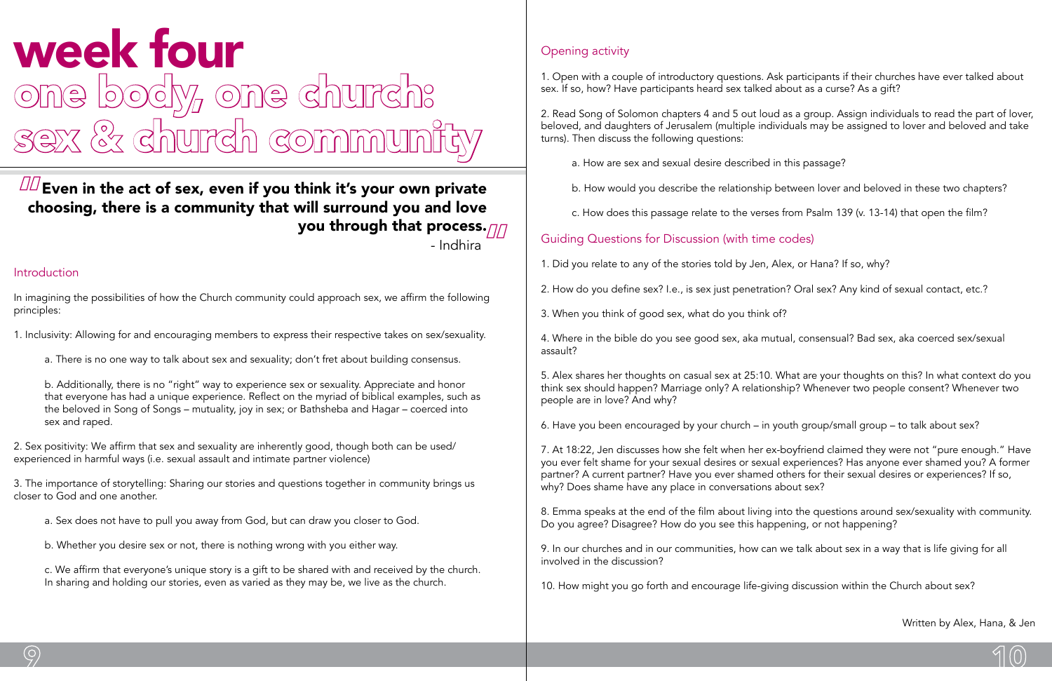# week four

## one body, one church: sex & church community

> **Even in the act of sex, even if you think it's your own private choosing, there is a community that will surround you and love you through that process.**
>
> \- Indhira

### Introduction

In imagining the possibilities of how the Church community could approach sex, we affirm the following principles:

1. Inclusivity: Allowing for and encouraging members to express their respective takes on sex/sexuality.

    a. There is no one way to talk about sex and sexuality; don't fret about building consensus.

    b. Additionally, there is no "right" way to experience sex or sexuality. Appreciate and honor that everyone has had a unique experience. Reflect on the myriad of biblical examples, such as the beloved in Song of Songs – mutuality, joy in sex; or Bathsheba and Hagar – coerced into sex and raped.

2. Sex positivity: We affirm that sex and sexuality are inherently good, though both can be used/experienced in harmful ways (i.e. sexual assault and intimate partner violence)

3. The importance of storytelling: Sharing our stories and questions together in community brings us closer to God and one another.

    a. Sex does not have to pull you away from God, but can draw you closer to God.

    b. Whether you desire sex or not, there is nothing wrong with you either way.

    c. We affirm that everyone's unique story is a gift to be shared with and received by the church. In sharing and holding our stories, even as varied as they may be, we live as the church.

### Opening activity

1. Open with a couple of introductory questions. Ask participants if their churches have ever talked about sex. If so, how? Have participants heard sex talked about as a curse? As a gift?

2. Read Song of Solomon chapters 4 and 5 out loud as a group. Assign individuals to read the part of lover, beloved, and daughters of Jerusalem (multiple individuals may be assigned to lover and beloved and take turns). Then discuss the following questions:

    a. How are sex and sexual desire described in this passage?

    b. How would you describe the relationship between lover and beloved in these two chapters?

    c. How does this passage relate to the verses from Psalm 139 (v. 13-14) that open the film?

### Guiding Questions for Discussion (with time codes)

1. Did you relate to any of the stories told by Jen, Alex, or Hana? If so, why?

2. How do you define sex? I.e., is sex just penetration? Oral sex? Any kind of sexual contact, etc.?

3. When you think of good sex, what do you think of?

4. Where in the bible do you see good sex, aka mutual, consensual? Bad sex, aka coerced sex/sexual assault?

5. Alex shares her thoughts on casual sex at 25:10. What are your thoughts on this? In what context do you think sex should happen? Marriage only? A relationship? Whenever two people consent? Whenever two people are in love? And why?

6. Have you been encouraged by your church – in youth group/small group – to talk about sex?

7. At 18:22, Jen discusses how she felt when her ex-boyfriend claimed they were not "pure enough." Have you ever felt shame for your sexual desires or sexual experiences? Has anyone ever shamed you? A former partner? A current partner? Have you ever shamed others for their sexual desires or experiences? If so, why? Does shame have any place in conversations about sex?

8. Emma speaks at the end of the film about living into the questions around sex/sexuality with community. Do you agree? Disagree? How do you see this happening, or not happening?

9. In our churches and in our communities, how can we talk about sex in a way that is life giving for all involved in the discussion?

10. How might you go forth and encourage life-giving discussion within the Church about sex?

Written by Alex, Hana, & Jen